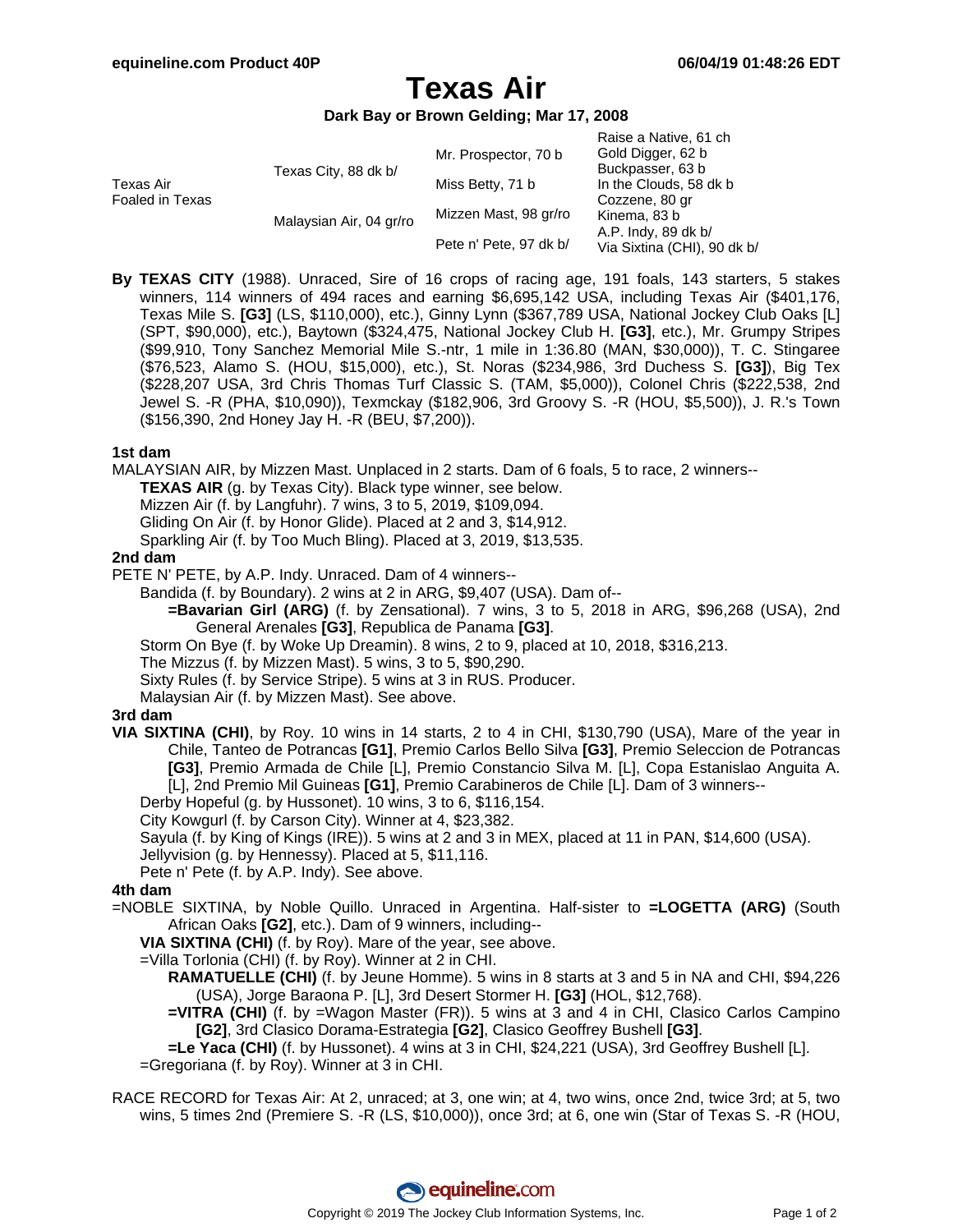# Texas Air

**Dark Bay or Brown Gelding; Mar 17, 2008**

| | | | |
|---|---|---|---|
| Texas Air<br>Foaled in Texas | Texas City, 88 dk b/ | Mr. Prospector, 70 b | Raise a Native, 61 ch<br>Gold Digger, 62 b |
| | | Miss Betty, 71 b | Buckpasser, 63 b<br>In the Clouds, 58 dk b |
| | Malaysian Air, 04 gr/ro | Mizzen Mast, 98 gr/ro | Cozzene, 80 gr<br>Kinema, 83 b |
| | | Pete n' Pete, 97 dk b/ | A.P. Indy, 89 dk b/<br>Via Sixtina (CHI), 90 dk b/ |

**By TEXAS CITY** (1988). Unraced, Sire of 16 crops of racing age, 191 foals, 143 starters, 5 stakes winners, 114 winners of 494 races and earning $6,695,142 USA, including Texas Air ($401,176, Texas Mile S. **[G3]** (LS, $110,000), etc.), Ginny Lynn ($367,789 USA, National Jockey Club Oaks [L] (SPT, $90,000), etc.), Baytown ($324,475, National Jockey Club H. **[G3]**, etc.), Mr. Grumpy Stripes ($99,910, Tony Sanchez Memorial Mile S.-ntr, 1 mile in 1:36.80 (MAN, $30,000)), T. C. Stingaree ($76,523, Alamo S. (HOU, $15,000), etc.), St. Noras ($234,986, 3rd Duchess S. **[G3]**), Big Tex ($228,207 USA, 3rd Chris Thomas Turf Classic S. (TAM, $5,000)), Colonel Chris ($222,538, 2nd Jewel S. -R (PHA, $10,090)), Texmckay ($182,906, 3rd Groovy S. -R (HOU, $5,500)), J. R.'s Town ($156,390, 2nd Honey Jay H. -R (BEU, $7,200)).

**1st dam**

MALAYSIAN AIR, by Mizzen Mast. Unplaced in 2 starts. Dam of 6 foals, 5 to race, 2 winners--

- **TEXAS AIR** (g. by Texas City). Black type winner, see below.
- Mizzen Air (f. by Langfuhr). 7 wins, 3 to 5, 2019, $109,094.
- Gliding On Air (f. by Honor Glide). Placed at 2 and 3, $14,912.
- Sparkling Air (f. by Too Much Bling). Placed at 3, 2019, $13,535.

**2nd dam**

PETE N' PETE, by A.P. Indy. Unraced. Dam of 4 winners--

- Bandida (f. by Boundary). 2 wins at 2 in ARG, $9,407 (USA). Dam of--
  - **=Bavarian Girl (ARG)** (f. by Zensational). 7 wins, 3 to 5, 2018 in ARG, $96,268 (USA), 2nd General Arenales **[G3]**, Republica de Panama **[G3]**.
- Storm On Bye (f. by Woke Up Dreamin). 8 wins, 2 to 9, placed at 10, 2018, $316,213.
- The Mizzus (f. by Mizzen Mast). 5 wins, 3 to 5, $90,290.
- Sixty Rules (f. by Service Stripe). 5 wins at 3 in RUS. Producer.
- Malaysian Air (f. by Mizzen Mast). See above.

**3rd dam**

**VIA SIXTINA (CHI)**, by Roy. 10 wins in 14 starts, 2 to 4 in CHI, $130,790 (USA), Mare of the year in Chile, Tanteo de Potrancas **[G1]**, Premio Carlos Bello Silva **[G3]**, Premio Seleccion de Potrancas **[G3]**, Premio Armada de Chile [L], Premio Constancio Silva M. [L], Copa Estanislao Anguita A. [L], 2nd Premio Mil Guineas **[G1]**, Premio Carabineros de Chile [L]. Dam of 3 winners--

- Derby Hopeful (g. by Hussonet). 10 wins, 3 to 6, $116,154.
- City Kowgurl (f. by Carson City). Winner at 4, $23,382.
- Sayula (f. by King of Kings (IRE)). 5 wins at 2 and 3 in MEX, placed at 11 in PAN, $14,600 (USA).
- Jellyvision (g. by Hennessy). Placed at 5, $11,116.
- Pete n' Pete (f. by A.P. Indy). See above.

**4th dam**

=NOBLE SIXTINA, by Noble Quillo. Unraced in Argentina. Half-sister to **=LOGETTA (ARG)** (South African Oaks **[G2]**, etc.). Dam of 9 winners, including--

- **VIA SIXTINA (CHI)** (f. by Roy). Mare of the year, see above.
- =Villa Torlonia (CHI) (f. by Roy). Winner at 2 in CHI.
  - **RAMATUELLE (CHI)** (f. by Jeune Homme). 5 wins in 8 starts at 3 and 5 in NA and CHI, $94,226 (USA), Jorge Baraona P. [L], 3rd Desert Stormer H. **[G3]** (HOL, $12,768).
  - **=VITRA (CHI)** (f. by =Wagon Master (FR)). 5 wins at 3 and 4 in CHI, Clasico Carlos Campino **[G2]**, 3rd Clasico Dorama-Estrategia **[G2]**, Clasico Geoffrey Bushell **[G3]**.
  - **=Le Yaca (CHI)** (f. by Hussonet). 4 wins at 3 in CHI, $24,221 (USA), 3rd Geoffrey Bushell [L].
- =Gregoriana (f. by Roy). Winner at 3 in CHI.

RACE RECORD for Texas Air: At 2, unraced; at 3, one win; at 4, two wins, once 2nd, twice 3rd; at 5, two wins, 5 times 2nd (Premiere S. -R (LS, $10,000)), once 3rd; at 6, one win (Star of Texas S. -R (HOU,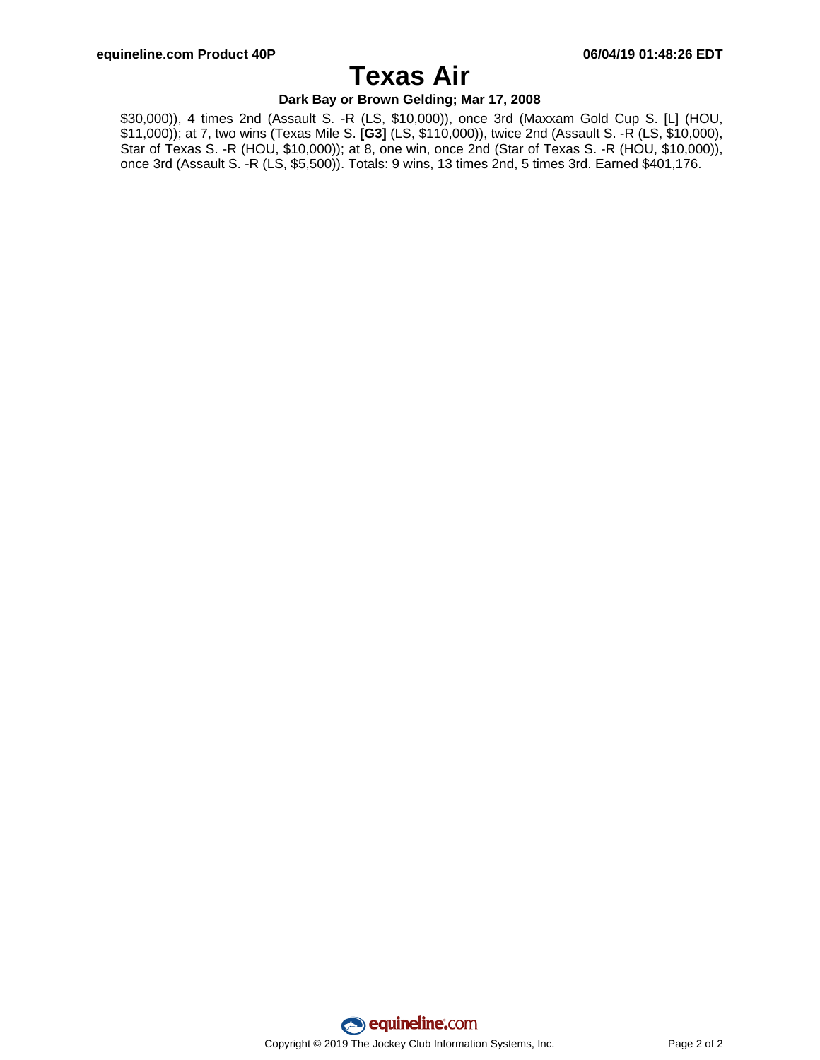# Texas Air

**Dark Bay or Brown Gelding; Mar 17, 2008**

$30,000)), 4 times 2nd (Assault S. -R (LS, $10,000)), once 3rd (Maxxam Gold Cup S. [L] (HOU, $11,000)); at 7, two wins (Texas Mile S. **[G3]** (LS, $110,000)), twice 2nd (Assault S. -R (LS, $10,000), Star of Texas S. -R (HOU, $10,000)); at 8, one win, once 2nd (Star of Texas S. -R (HOU, $10,000)), once 3rd (Assault S. -R (LS, $5,500)). Totals: 9 wins, 13 times 2nd, 5 times 3rd. Earned $401,176.